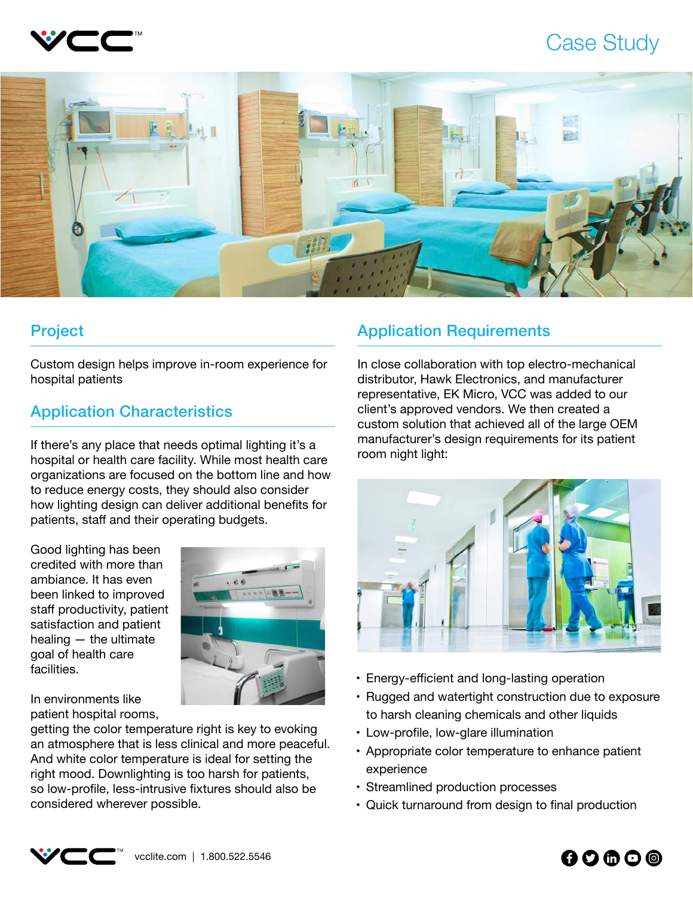# Case Study

## Project

Custom design helps improve in-room experience for hospital patients

## Application Characteristics

If there's any place that needs optimal lighting it's a hospital or health care facility. While most health care organizations are focused on the bottom line and how to reduce energy costs, they should also consider how lighting design can deliver additional benefits for patients, staff and their operating budgets.

Good lighting has been credited with more than ambiance. It has even been linked to improved staff productivity, patient satisfaction and patient healing — the ultimate goal of health care facilities.

In environments like patient hospital rooms, getting the color temperature right is key to evoking an atmosphere that is less clinical and more peaceful. And white color temperature is ideal for setting the right mood. Downlighting is too harsh for patients, so low-profile, less-intrusive fixtures should also be considered wherever possible.

## Application Requirements

In close collaboration with top electro-mechanical distributor, Hawk Electronics, and manufacturer representative, EK Micro, VCC was added to our client's approved vendors. We then created a custom solution that achieved all of the large OEM manufacturer's design requirements for its patient room night light:

- Energy-efficient and long-lasting operation
- Rugged and watertight construction due to exposure to harsh cleaning chemicals and other liquids
- Low-profile, low-glare illumination
- Appropriate color temperature to enhance patient experience
- Streamlined production processes
- Quick turnaround from design to final production

vcclite.com | 1.800.522.5546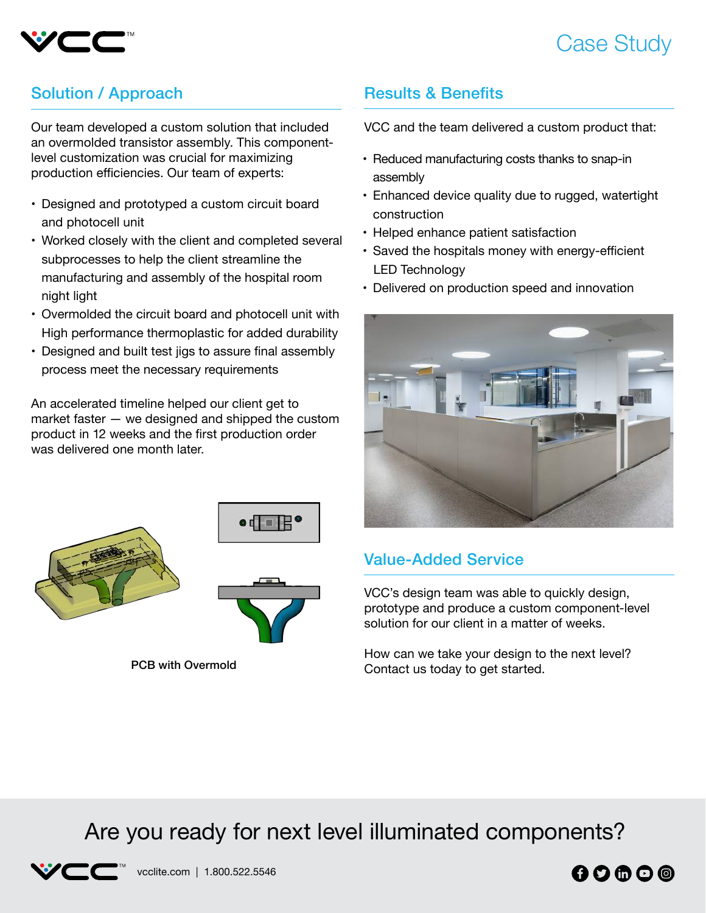# Case Study

## Solution / Approach

Our team developed a custom solution that included an overmolded transistor assembly. This component-level customization was crucial for maximizing production efficiencies. Our team of experts:

- Designed and prototyped a custom circuit board and photocell unit
- Worked closely with the client and completed several subprocesses to help the client streamline the manufacturing and assembly of the hospital room night light
- Overmolded the circuit board and photocell unit with High performance thermoplastic for added durability
- Designed and built test jigs to assure final assembly process meet the necessary requirements

An accelerated timeline helped our client get to market faster — we designed and shipped the custom product in 12 weeks and the first production order was delivered one month later.

PCB with Overmold

## Results & Benefits

VCC and the team delivered a custom product that:

- Reduced manufacturing costs thanks to snap-in assembly
- Enhanced device quality due to rugged, watertight construction
- Helped enhance patient satisfaction
- Saved the hospitals money with energy-efficient LED Technology
- Delivered on production speed and innovation

## Value-Added Service

VCC's design team was able to quickly design, prototype and produce a custom component-level solution for our client in a matter of weeks.

How can we take your design to the next level? Contact us today to get started.

Are you ready for next level illuminated components?

vcclite.com | 1.800.522.5546